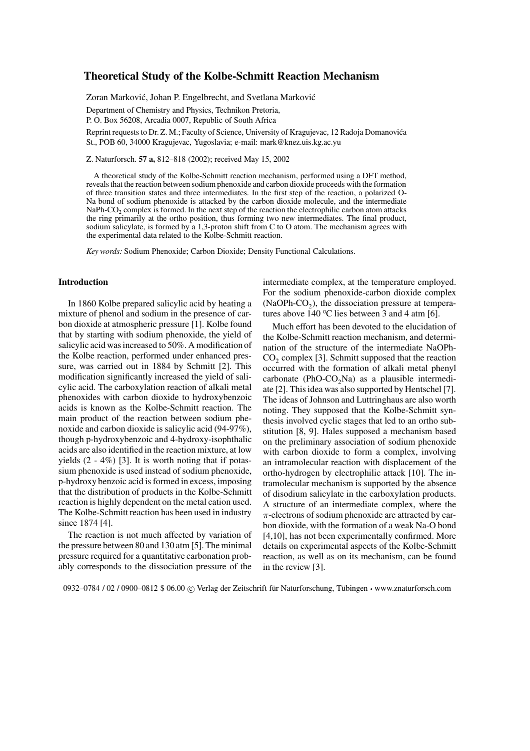# Theoretical Study of the Kolbe-Schmitt Reaction Mechanism

Zoran Marković, Johan P. Engelbrecht, and Svetlana Marković

Department of Chemistry and Physics, Technikon Pretoria,
P. O. Box 56208, Arcadia 0007, Republic of South Africa

Reprint requests to Dr. Z. M.; Faculty of Science, University of Kragujevac, 12 Radoja Domanovića St., POB 60, 34000 Kragujevac, Yugoslavia; e-mail: mark@knez.uis.kg.ac.yu

Z. Naturforsch. **57 a,** 812–818 (2002); received May 15, 2002

A theoretical study of the Kolbe-Schmitt reaction mechanism, performed using a DFT method, reveals that the reaction between sodium phenoxide and carbon dioxide proceeds with the formation of three transition states and three intermediates. In the first step of the reaction, a polarized O-Na bond of sodium phenoxide is attacked by the carbon dioxide molecule, and the intermediate NaPh-$CO_2$ complex is formed. In the next step of the reaction the electrophilic carbon atom attacks the ring primarily at the ortho position, thus forming two new intermediates. The final product, sodium salicylate, is formed by a 1,3-proton shift from C to O atom. The mechanism agrees with the experimental data related to the Kolbe-Schmitt reaction.

*Key words:* Sodium Phenoxide; Carbon Dioxide; Density Functional Calculations.

## Introduction

In 1860 Kolbe prepared salicylic acid by heating a mixture of phenol and sodium in the presence of carbon dioxide at atmospheric pressure [1]. Kolbe found that by starting with sodium phenoxide, the yield of salicylic acid was increased to 50%. A modification of the Kolbe reaction, performed under enhanced pressure, was carried out in 1884 by Schmitt [2]. This modification significantly increased the yield of salicylic acid. The carboxylation reaction of alkali metal phenoxides with carbon dioxide to hydroxybenzoic acids is known as the Kolbe-Schmitt reaction. The main product of the reaction between sodium phenoxide and carbon dioxide is salicylic acid (94-97%), though p-hydroxybenzoic and 4-hydroxy-isophthalic acids are also identified in the reaction mixture, at low yields (2 - 4%) [3]. It is worth noting that if potassium phenoxide is used instead of sodium phenoxide, p-hydroxy benzoic acid is formed in excess, imposing that the distribution of products in the Kolbe-Schmitt reaction is highly dependent on the metal cation used. The Kolbe-Schmitt reaction has been used in industry since 1874 [4].

The reaction is not much affected by variation of the pressure between 80 and 130 atm [5]. The minimal pressure required for a quantitative carbonation probably corresponds to the dissociation pressure of the intermediate complex, at the temperature employed. For the sodium phenoxide-carbon dioxide complex (NaOPh-$CO_2$), the dissociation pressure at temperatures above 140 °C lies between 3 and 4 atm [6].

Much effort has been devoted to the elucidation of the Kolbe-Schmitt reaction mechanism, and determination of the structure of the intermediate NaOPh-$CO_2$ complex [3]. Schmitt supposed that the reaction occurred with the formation of alkali metal phenyl carbonate (PhO-$CO_2$Na) as a plausible intermediate [2]. This idea was also supported by Hentschel [7]. The ideas of Johnson and Luttringhaus are also worth noting. They supposed that the Kolbe-Schmitt synthesis involved cyclic stages that led to an ortho substitution [8, 9]. Hales supposed a mechanism based on the preliminary association of sodium phenoxide with carbon dioxide to form a complex, involving an intramolecular reaction with displacement of the ortho-hydrogen by electrophilic attack [10]. The intramolecular mechanism is supported by the absence of disodium salicylate in the carboxylation products. A structure of an intermediate complex, where the $\pi$-electrons of sodium phenoxide are attracted by carbon dioxide, with the formation of a weak Na-O bond [4,10], has not been experimentally confirmed. More details on experimental aspects of the Kolbe-Schmitt reaction, as well as on its mechanism, can be found in the review [3].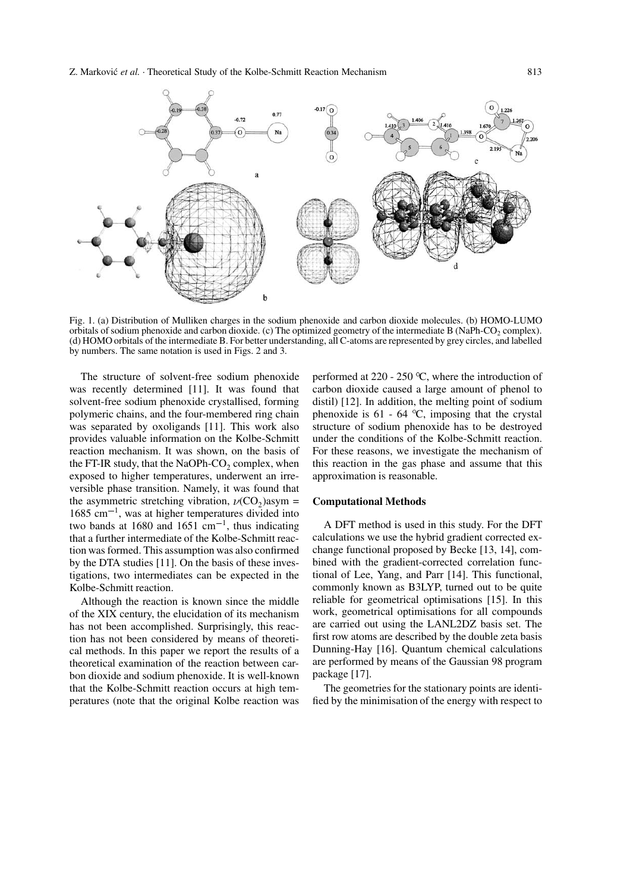Fig. 1. (a) Distribution of Mulliken charges in the sodium phenoxide and carbon dioxide molecules. (b) HOMO-LUMO orbitals of sodium phenoxide and carbon dioxide. (c) The optimized geometry of the intermediate B (NaPh-$CO_2$ complex). (d) HOMO orbitals of the intermediate B. For better understanding, all C-atoms are represented by grey circles, and labelled by numbers. The same notation is used in Figs. 2 and 3.

The structure of solvent-free sodium phenoxide was recently determined [11]. It was found that solvent-free sodium phenoxide crystallised, forming polymeric chains, and the four-membered ring chain was separated by oxoligands [11]. This work also provides valuable information on the Kolbe-Schmitt reaction mechanism. It was shown, on the basis of the FT-IR study, that the NaOPh-$CO_2$ complex, when exposed to higher temperatures, underwent an irreversible phase transition. Namely, it was found that the asymmetric stretching vibration, $\nu(CO_2)$asym = 1685 $cm^{-1}$, was at higher temperatures divided into two bands at 1680 and 1651 $cm^{-1}$, thus indicating that a further intermediate of the Kolbe-Schmitt reaction was formed. This assumption was also confirmed by the DTA studies [11]. On the basis of these investigations, two intermediates can be expected in the Kolbe-Schmitt reaction.

Although the reaction is known since the middle of the XIX century, the elucidation of its mechanism has not been accomplished. Surprisingly, this reaction has not been considered by means of theoretical methods. In this paper we report the results of a theoretical examination of the reaction between carbon dioxide and sodium phenoxide. It is well-known that the Kolbe-Schmitt reaction occurs at high temperatures (note that the original Kolbe reaction was performed at 220 - 250 °C, where the introduction of carbon dioxide caused a large amount of phenol to distil) [12]. In addition, the melting point of sodium phenoxide is 61 - 64 °C, imposing that the crystal structure of sodium phenoxide has to be destroyed under the conditions of the Kolbe-Schmitt reaction. For these reasons, we investigate the mechanism of this reaction in the gas phase and assume that this approximation is reasonable.

## Computational Methods

A DFT method is used in this study. For the DFT calculations we use the hybrid gradient corrected exchange functional proposed by Becke [13, 14], combined with the gradient-corrected correlation functional of Lee, Yang, and Parr [14]. This functional, commonly known as B3LYP, turned out to be quite reliable for geometrical optimisations [15]. In this work, geometrical optimisations for all compounds are carried out using the LANL2DZ basis set. The first row atoms are described by the double zeta basis Dunning-Hay [16]. Quantum chemical calculations are performed by means of the Gaussian 98 program package [17].

The geometries for the stationary points are identified by the minimisation of the energy with respect to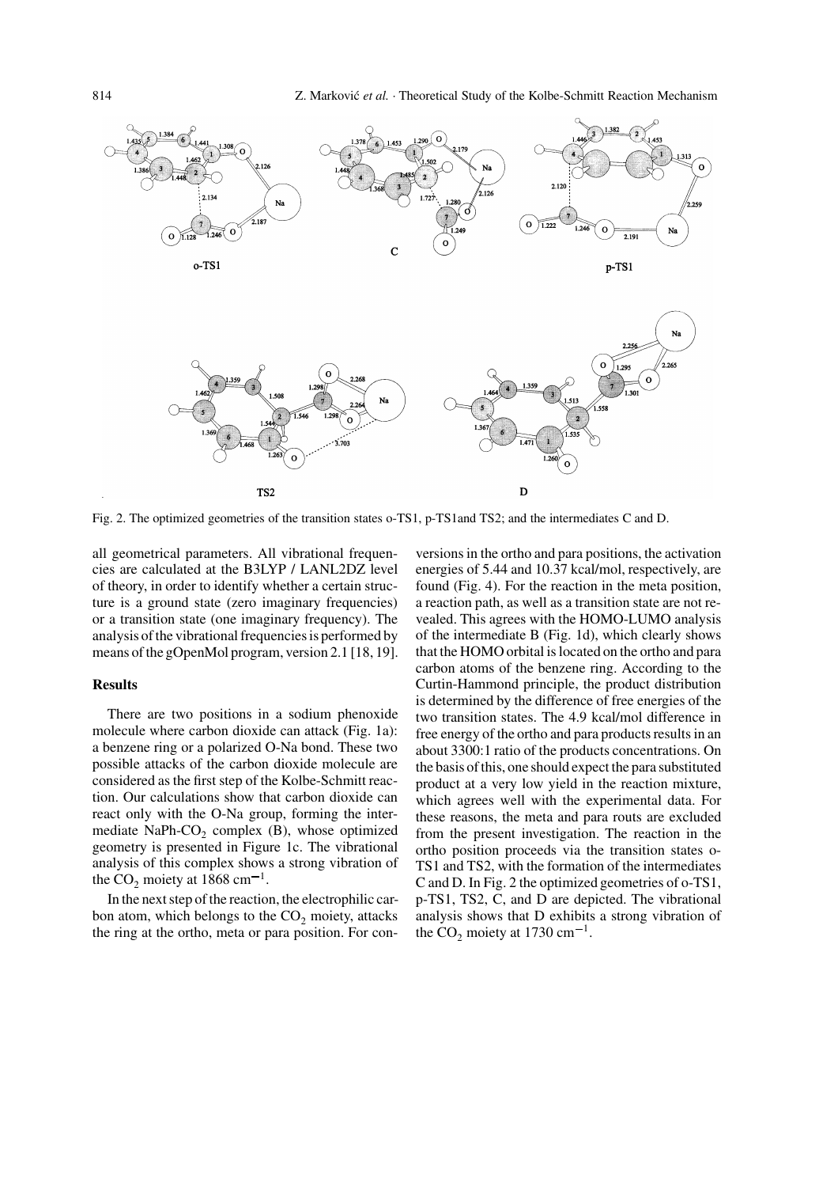Fig. 2. The optimized geometries of the transition states o-TS1, p-TS1and TS2; and the intermediates C and D.

all geometrical parameters. All vibrational frequencies are calculated at the B3LYP / LANL2DZ level of theory, in order to identify whether a certain structure is a ground state (zero imaginary frequencies) or a transition state (one imaginary frequency). The analysis of the vibrational frequencies is performed by means of the gOpenMol program, version 2.1 [18, 19].

## Results

There are two positions in a sodium phenoxide molecule where carbon dioxide can attack (Fig. 1a): a benzene ring or a polarized O-Na bond. These two possible attacks of the carbon dioxide molecule are considered as the first step of the Kolbe-Schmitt reaction. Our calculations show that carbon dioxide can react only with the O-Na group, forming the intermediate NaPh-$CO_2$ complex (B), whose optimized geometry is presented in Figure 1c. The vibrational analysis of this complex shows a strong vibration of the $CO_2$ moiety at 1868 $cm^{-1}$.

In the next step of the reaction, the electrophilic carbon atom, which belongs to the $CO_2$ moiety, attacks the ring at the ortho, meta or para position. For conversions in the ortho and para positions, the activation energies of 5.44 and 10.37 kcal/mol, respectively, are found (Fig. 4). For the reaction in the meta position, a reaction path, as well as a transition state are not revealed. This agrees with the HOMO-LUMO analysis of the intermediate B (Fig. 1d), which clearly shows that the HOMO orbital is located on the ortho and para carbon atoms of the benzene ring. According to the Curtin-Hammond principle, the product distribution is determined by the difference of free energies of the two transition states. The 4.9 kcal/mol difference in free energy of the ortho and para products results in an about 3300:1 ratio of the products concentrations. On the basis of this, one should expect the para substituted product at a very low yield in the reaction mixture, which agrees well with the experimental data. For these reasons, the meta and para routs are excluded from the present investigation. The reaction in the ortho position proceeds via the transition states o-TS1 and TS2, with the formation of the intermediates C and D. In Fig. 2 the optimized geometries of o-TS1, p-TS1, TS2, C, and D are depicted. The vibrational analysis shows that D exhibits a strong vibration of the $CO_2$ moiety at 1730 $cm^{-1}$.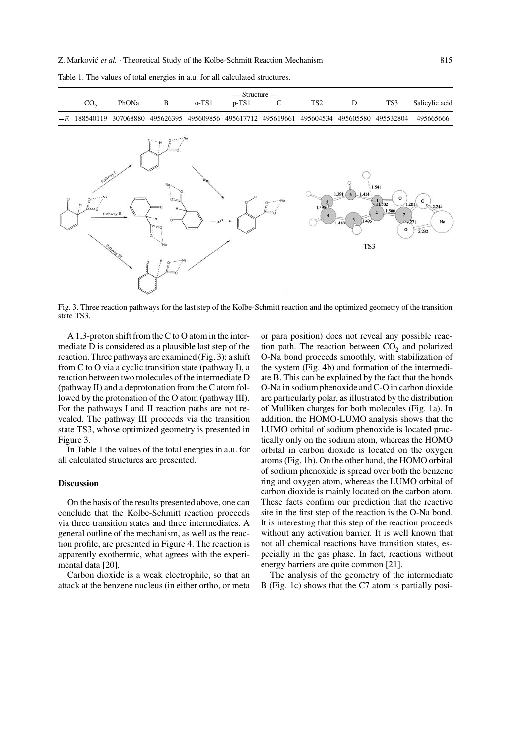Table 1. The values of total energies in a.u. for all calculated structures.

| | — Structure — | | | | | | | | | |
|---|---|---|---|---|---|---|---|---|---|---|
| | $CO_2$ | PhONa | B | o-TS1 | p-TS1 | C | TS2 | D | TS3 | Salicylic acid |
| $-E$ | 188540119 | 307068880 | 495626395 | 495609856 | 495617712 | 495619661 | 495604534 | 495605580 | 495532804 | 495665666 |

Fig. 3. Three reaction pathways for the last step of the Kolbe-Schmitt reaction and the optimized geometry of the transition state TS3.

A 1,3-proton shift from the C to O atom in the intermediate D is considered as a plausible last step of the reaction. Three pathways are examined (Fig. 3): a shift from C to O via a cyclic transition state (pathway I), a reaction between two molecules of the intermediate D (pathway II) and a deprotonation from the C atom followed by the protonation of the O atom (pathway III). For the pathways I and II reaction paths are not revealed. The pathway III proceeds via the transition state TS3, whose optimized geometry is presented in Figure 3.

In Table 1 the values of the total energies in a.u. for all calculated structures are presented.

## Discussion

On the basis of the results presented above, one can conclude that the Kolbe-Schmitt reaction proceeds via three transition states and three intermediates. A general outline of the mechanism, as well as the reaction profile, are presented in Figure 4. The reaction is apparently exothermic, what agrees with the experimental data [20].

Carbon dioxide is a weak electrophile, so that an attack at the benzene nucleus (in either ortho, or meta or para position) does not reveal any possible reaction path. The reaction between $CO_2$ and polarized O-Na bond proceeds smoothly, with stabilization of the system (Fig. 4b) and formation of the intermediate B. This can be explained by the fact that the bonds O-Na in sodium phenoxide and C-O in carbon dioxide are particularly polar, as illustrated by the distribution of Mulliken charges for both molecules (Fig. 1a). In addition, the HOMO-LUMO analysis shows that the LUMO orbital of sodium phenoxide is located practically only on the sodium atom, whereas the HOMO orbital in carbon dioxide is located on the oxygen atoms (Fig. 1b). On the other hand, the HOMO orbital of sodium phenoxide is spread over both the benzene ring and oxygen atom, whereas the LUMO orbital of carbon dioxide is mainly located on the carbon atom. These facts confirm our prediction that the reactive site in the first step of the reaction is the O-Na bond. It is interesting that this step of the reaction proceeds without any activation barrier. It is well known that not all chemical reactions have transition states, especially in the gas phase. In fact, reactions without energy barriers are quite common [21].

The analysis of the geometry of the intermediate B (Fig. 1c) shows that the C7 atom is partially posi-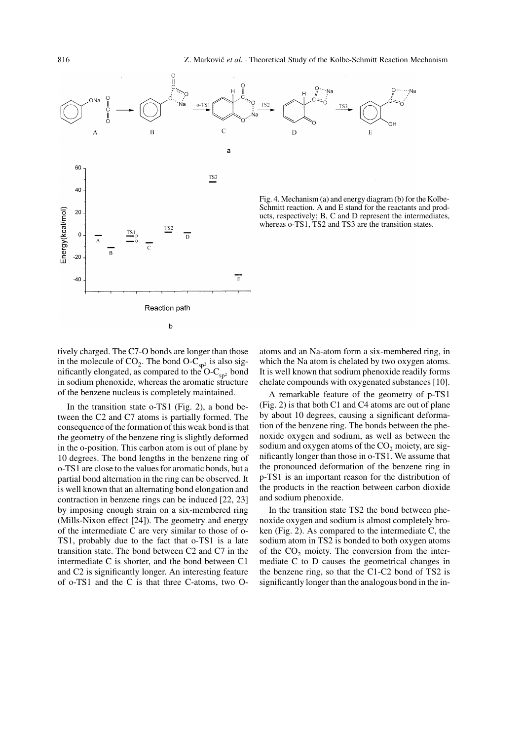Fig. 4. Mechanism (a) and energy diagram (b) for the Kolbe-Schmitt reaction. A and E stand for the reactants and products, respectively; B, C and D represent the intermediates, whereas o-TS1, TS2 and TS3 are the transition states.

tively charged. The C7-O bonds are longer than those in the molecule of $CO_2$. The bond O-$C_{sp^2}$ is also significantly elongated, as compared to the O-$C_{sp^2}$ bond in sodium phenoxide, whereas the aromatic structure of the benzene nucleus is completely maintained.

In the transition state o-TS1 (Fig. 2), a bond between the C2 and C7 atoms is partially formed. The consequence of the formation of this weak bond is that the geometry of the benzene ring is slightly deformed in the o-position. This carbon atom is out of plane by 10 degrees. The bond lengths in the benzene ring of o-TS1 are close to the values for aromatic bonds, but a partial bond alternation in the ring can be observed. It is well known that an alternating bond elongation and contraction in benzene rings can be induced [22, 23] by imposing enough strain on a six-membered ring (Mills-Nixon effect [24]). The geometry and energy of the intermediate C are very similar to those of o-TS1, probably due to the fact that o-TS1 is a late transition state. The bond between C2 and C7 in the intermediate C is shorter, and the bond between C1 and C2 is significantly longer. An interesting feature of o-TS1 and the C is that three C-atoms, two O-atoms and an Na-atom form a six-membered ring, in which the Na atom is chelated by two oxygen atoms. It is well known that sodium phenoxide readily forms chelate compounds with oxygenated substances [10].

A remarkable feature of the geometry of p-TS1 (Fig. 2) is that both C1 and C4 atoms are out of plane by about 10 degrees, causing a significant deformation of the benzene ring. The bonds between the phenoxide oxygen and sodium, as well as between the sodium and oxygen atoms of the $CO_2$ moiety, are significantly longer than those in o-TS1. We assume that the pronounced deformation of the benzene ring in p-TS1 is an important reason for the distribution of the products in the reaction between carbon dioxide and sodium phenoxide.

In the transition state TS2 the bond between phenoxide oxygen and sodium is almost completely broken (Fig. 2). As compared to the intermediate C, the sodium atom in TS2 is bonded to both oxygen atoms of the $CO_2$ moiety. The conversion from the intermediate C to D causes the geometrical changes in the benzene ring, so that the C1-C2 bond of TS2 is significantly longer than the analogous bond in the in-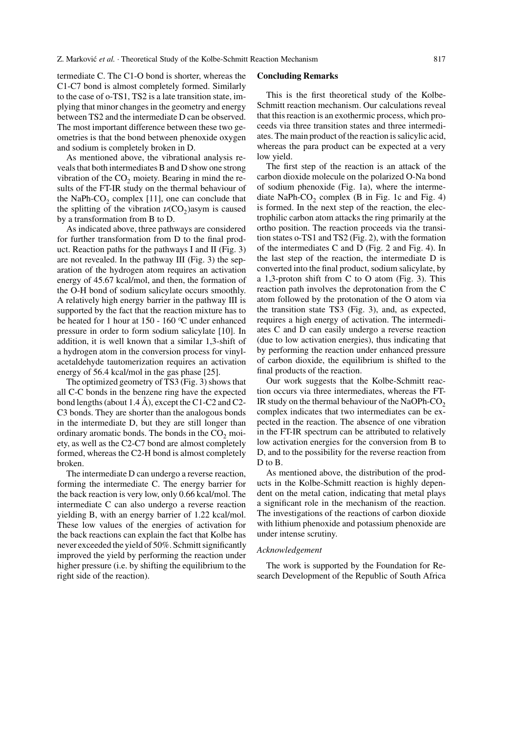termediate C. The C1-O bond is shorter, whereas the C1-C7 bond is almost completely formed. Similarly to the case of o-TS1, TS2 is a late transition state, implying that minor changes in the geometry and energy between TS2 and the intermediate D can be observed. The most important difference between these two geometries is that the bond between phenoxide oxygen and sodium is completely broken in D.

As mentioned above, the vibrational analysis reveals that both intermediates B and D show one strong vibration of the $CO_2$ moiety. Bearing in mind the results of the FT-IR study on the thermal behaviour of the NaPh-$CO_2$ complex [11], one can conclude that the splitting of the vibration $\nu(CO_2)$asym is caused by a transformation from B to D.

As indicated above, three pathways are considered for further transformation from D to the final product. Reaction paths for the pathways I and II (Fig. 3) are not revealed. In the pathway III (Fig. 3) the separation of the hydrogen atom requires an activation energy of 45.67 kcal/mol, and then, the formation of the O-H bond of sodium salicylate occurs smoothly. A relatively high energy barrier in the pathway III is supported by the fact that the reaction mixture has to be heated for 1 hour at 150 - 160 °C under enhanced pressure in order to form sodium salicylate [10]. In addition, it is well known that a similar 1,3-shift of a hydrogen atom in the conversion process for vinylacetaldehyde tautomerization requires an activation energy of 56.4 kcal/mol in the gas phase [25].

The optimized geometry of TS3 (Fig. 3) shows that all C-C bonds in the benzene ring have the expected bond lengths (about 1.4 Å), except the C1-C2 and C2-C3 bonds. They are shorter than the analogous bonds in the intermediate D, but they are still longer than ordinary aromatic bonds. The bonds in the $CO_2$ moiety, as well as the C2-C7 bond are almost completely formed, whereas the C2-H bond is almost completely broken.

The intermediate D can undergo a reverse reaction, forming the intermediate C. The energy barrier for the back reaction is very low, only 0.66 kcal/mol. The intermediate C can also undergo a reverse reaction yielding B, with an energy barrier of 1.22 kcal/mol. These low values of the energies of activation for the back reactions can explain the fact that Kolbe has never exceeded the yield of 50%. Schmitt significantly improved the yield by performing the reaction under higher pressure (i.e. by shifting the equilibrium to the right side of the reaction).

## Concluding Remarks

This is the first theoretical study of the Kolbe-Schmitt reaction mechanism. Our calculations reveal that this reaction is an exothermic process, which proceeds via three transition states and three intermediates. The main product of the reaction is salicylic acid, whereas the para product can be expected at a very low yield.

The first step of the reaction is an attack of the carbon dioxide molecule on the polarized O-Na bond of sodium phenoxide (Fig. 1a), where the intermediate NaPh-$CO_2$ complex (B in Fig. 1c and Fig. 4) is formed. In the next step of the reaction, the electrophilic carbon atom attacks the ring primarily at the ortho position. The reaction proceeds via the transition states o-TS1 and TS2 (Fig. 2), with the formation of the intermediates C and D (Fig. 2 and Fig. 4). In the last step of the reaction, the intermediate D is converted into the final product, sodium salicylate, by a 1,3-proton shift from C to O atom (Fig. 3). This reaction path involves the deprotonation from the C atom followed by the protonation of the O atom via the transition state TS3 (Fig. 3), and, as expected, requires a high energy of activation. The intermediates C and D can easily undergo a reverse reaction (due to low activation energies), thus indicating that by performing the reaction under enhanced pressure of carbon dioxide, the equilibrium is shifted to the final products of the reaction.

Our work suggests that the Kolbe-Schmitt reaction occurs via three intermediates, whereas the FT-IR study on the thermal behaviour of the NaOPh-$CO_2$ complex indicates that two intermediates can be expected in the reaction. The absence of one vibration in the FT-IR spectrum can be attributed to relatively low activation energies for the conversion from B to D, and to the possibility for the reverse reaction from D to B.

As mentioned above, the distribution of the products in the Kolbe-Schmitt reaction is highly dependent on the metal cation, indicating that metal plays a significant role in the mechanism of the reaction. The investigations of the reactions of carbon dioxide with lithium phenoxide and potassium phenoxide are under intense scrutiny.

### *Acknowledgement*

The work is supported by the Foundation for Research Development of the Republic of South Africa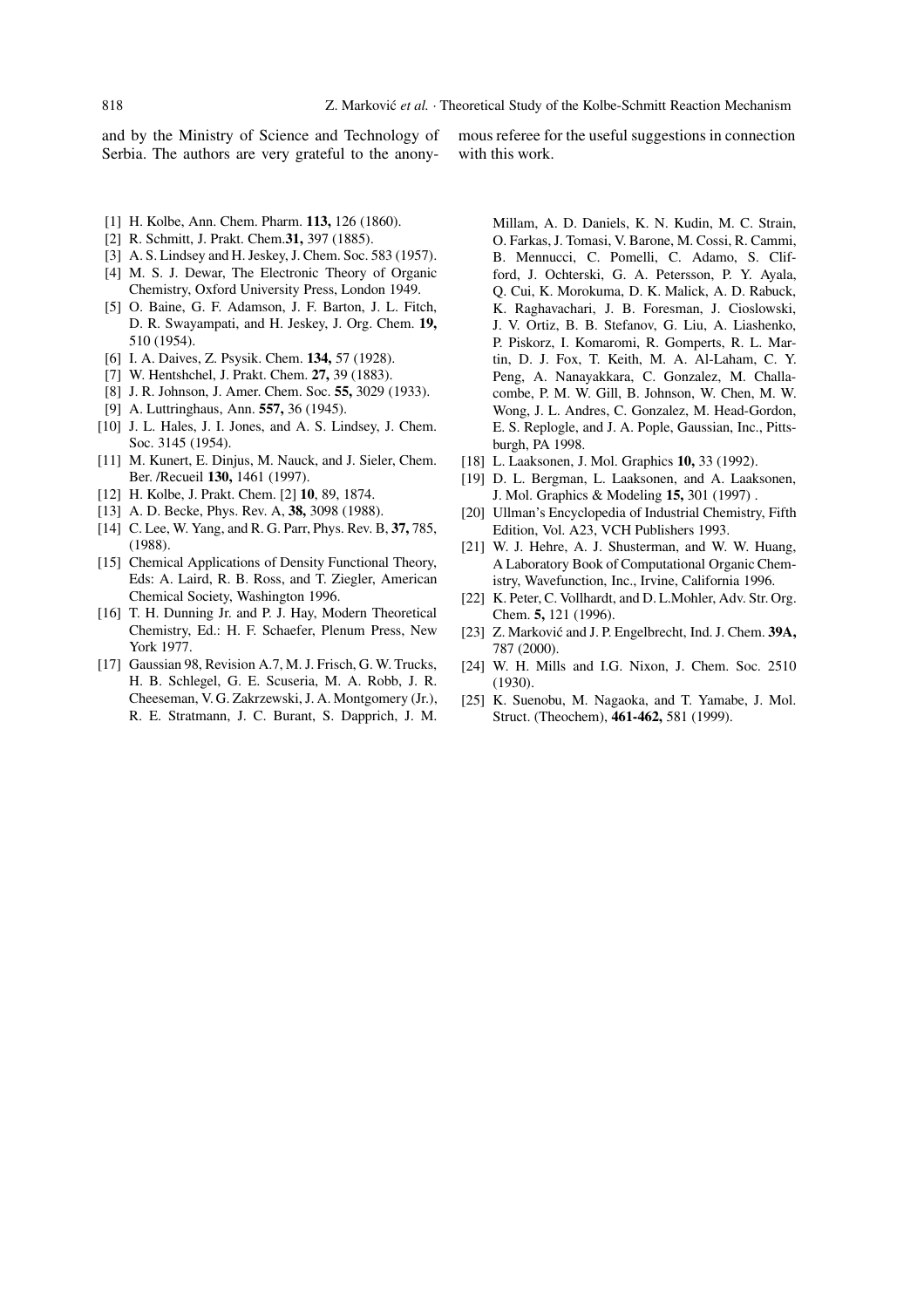and by the Ministry of Science and Technology of Serbia. The authors are very grateful to the anonymous referee for the useful suggestions in connection with this work.

[1] H. Kolbe, Ann. Chem. Pharm. **113,** 126 (1860).

[2] R. Schmitt, J. Prakt. Chem.**31,** 397 (1885).

[3] A. S. Lindsey and H. Jeskey, J. Chem. Soc. 583 (1957).

[4] M. S. J. Dewar, The Electronic Theory of Organic Chemistry, Oxford University Press, London 1949.

[5] O. Baine, G. F. Adamson, J. F. Barton, J. L. Fitch, D. R. Swayampati, and H. Jeskey, J. Org. Chem. **19,** 510 (1954).

[6] I. A. Daives, Z. Psysik. Chem. **134,** 57 (1928).

[7] W. Hentshchel, J. Prakt. Chem. **27,** 39 (1883).

[8] J. R. Johnson, J. Amer. Chem. Soc. **55,** 3029 (1933).

[9] A. Luttringhaus, Ann. **557,** 36 (1945).

[10] J. L. Hales, J. I. Jones, and A. S. Lindsey, J. Chem. Soc. 3145 (1954).

[11] M. Kunert, E. Dinjus, M. Nauck, and J. Sieler, Chem. Ber. /Recueil **130,** 1461 (1997).

[12] H. Kolbe, J. Prakt. Chem. [2] **10**, 89, 1874.

[13] A. D. Becke, Phys. Rev. A, **38,** 3098 (1988).

[14] C. Lee, W. Yang, and R. G. Parr, Phys. Rev. B, **37,** 785, (1988).

[15] Chemical Applications of Density Functional Theory, Eds: A. Laird, R. B. Ross, and T. Ziegler, American Chemical Society, Washington 1996.

[16] T. H. Dunning Jr. and P. J. Hay, Modern Theoretical Chemistry, Ed.: H. F. Schaefer, Plenum Press, New York 1977.

[17] Gaussian 98, Revision A.7, M. J. Frisch, G. W. Trucks, H. B. Schlegel, G. E. Scuseria, M. A. Robb, J. R. Cheeseman, V. G. Zakrzewski, J. A. Montgomery (Jr.), R. E. Stratmann, J. C. Burant, S. Dapprich, J. M. Millam, A. D. Daniels, K. N. Kudin, M. C. Strain, O. Farkas, J. Tomasi, V. Barone, M. Cossi, R. Cammi, B. Mennucci, C. Pomelli, C. Adamo, S. Clifford, J. Ochterski, G. A. Petersson, P. Y. Ayala, Q. Cui, K. Morokuma, D. K. Malick, A. D. Rabuck, K. Raghavachari, J. B. Foresman, J. Cioslowski, J. V. Ortiz, B. B. Stefanov, G. Liu, A. Liashenko, P. Piskorz, I. Komaromi, R. Gomperts, R. L. Martin, D. J. Fox, T. Keith, M. A. Al-Laham, C. Y. Peng, A. Nanayakkara, C. Gonzalez, M. Challacombe, P. M. W. Gill, B. Johnson, W. Chen, M. W. Wong, J. L. Andres, C. Gonzalez, M. Head-Gordon, E. S. Replogle, and J. A. Pople, Gaussian, Inc., Pittsburgh, PA 1998.

[18] L. Laaksonen, J. Mol. Graphics **10,** 33 (1992).

[19] D. L. Bergman, L. Laaksonen, and A. Laaksonen, J. Mol. Graphics & Modeling **15,** 301 (1997) .

[20] Ullman's Encyclopedia of Industrial Chemistry, Fifth Edition, Vol. A23, VCH Publishers 1993.

[21] W. J. Hehre, A. J. Shusterman, and W. W. Huang, A Laboratory Book of Computational Organic Chemistry, Wavefunction, Inc., Irvine, California 1996.

[22] K. Peter, C. Vollhardt, and D. L.Mohler, Adv. Str. Org. Chem. **5,** 121 (1996).

[23] Z. Marković and J. P. Engelbrecht, Ind. J. Chem. **39A,** 787 (2000).

[24] W. H. Mills and I.G. Nixon, J. Chem. Soc. 2510 (1930).

[25] K. Suenobu, M. Nagaoka, and T. Yamabe, J. Mol. Struct. (Theochem), **461-462,** 581 (1999).